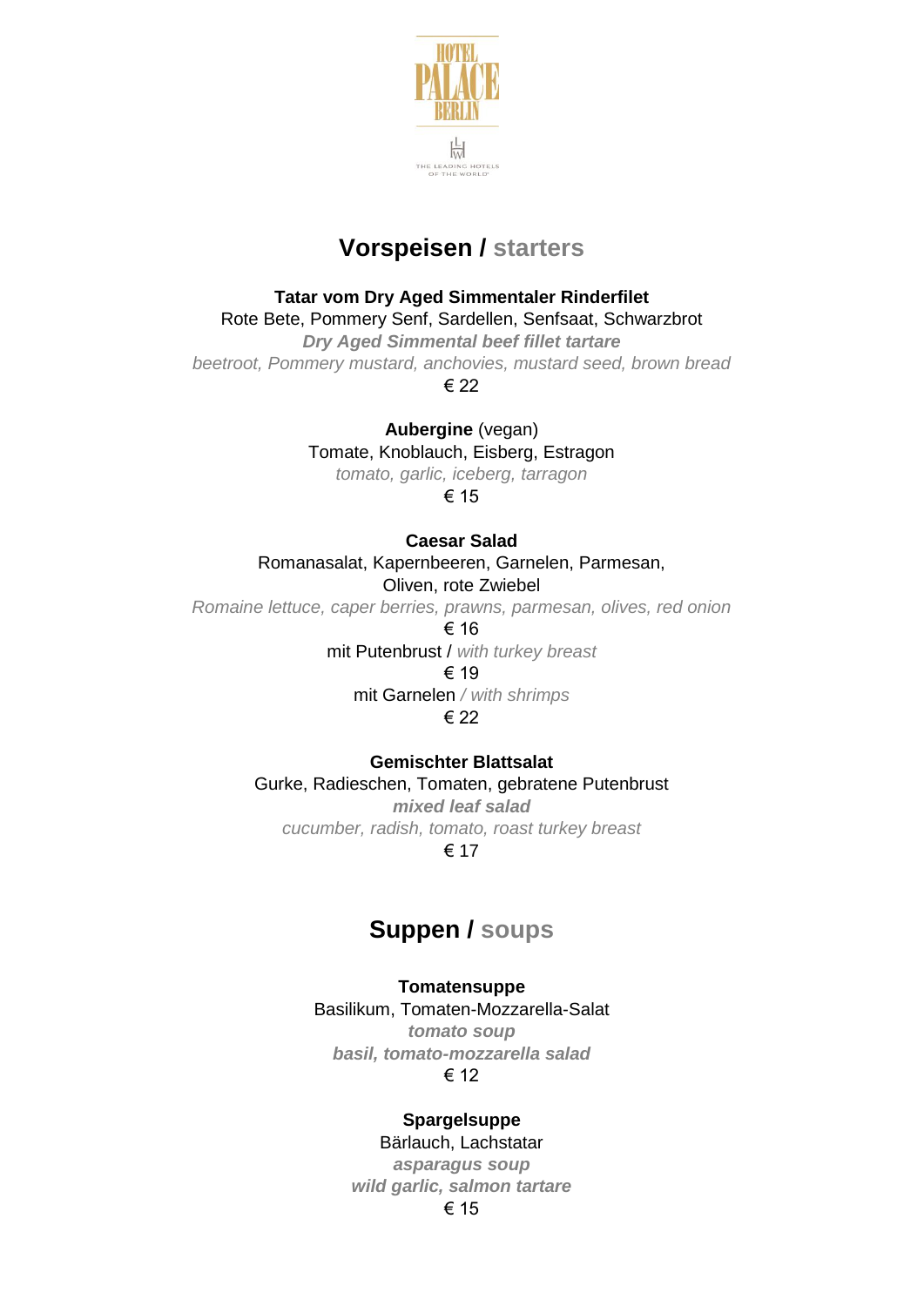HOTEL PALACE BERLIN

THE LEADING HOTELS OF THE WORLD

## Vorspeisen / starters

**Tatar vom Dry Aged Simmentaler Rinderfilet**
Rote Bete, Pommery Senf, Sardellen, Senfsaat, Schwarzbrot
***Dry Aged Simmental beef fillet tartare***
*beetroot, Pommery mustard, anchovies, mustard seed, brown bread*
€ 22

**Aubergine** (vegan)
Tomate, Knoblauch, Eisberg, Estragon
*tomato, garlic, iceberg, tarragon*
€ 15

**Caesar Salad**
Romanasalat, Kapernbeeren, Garnelen, Parmesan, Oliven, rote Zwiebel
*Romaine lettuce, caper berries, prawns, parmesan, olives, red onion*
€ 16
mit Putenbrust / *with turkey breast*
€ 19
mit Garnelen */ with shrimps*
€ 22

**Gemischter Blattsalat**
Gurke, Radieschen, Tomaten, gebratene Putenbrust
***mixed leaf salad***
*cucumber, radish, tomato, roast turkey breast*
€ 17

## Suppen / soups

**Tomatensuppe**
Basilikum, Tomaten-Mozzarella-Salat
***tomato soup***
***basil, tomato-mozzarella salad***
€ 12

**Spargelsuppe**
Bärlauch, Lachstatar
***asparagus soup***
***wild garlic, salmon tartare***
€ 15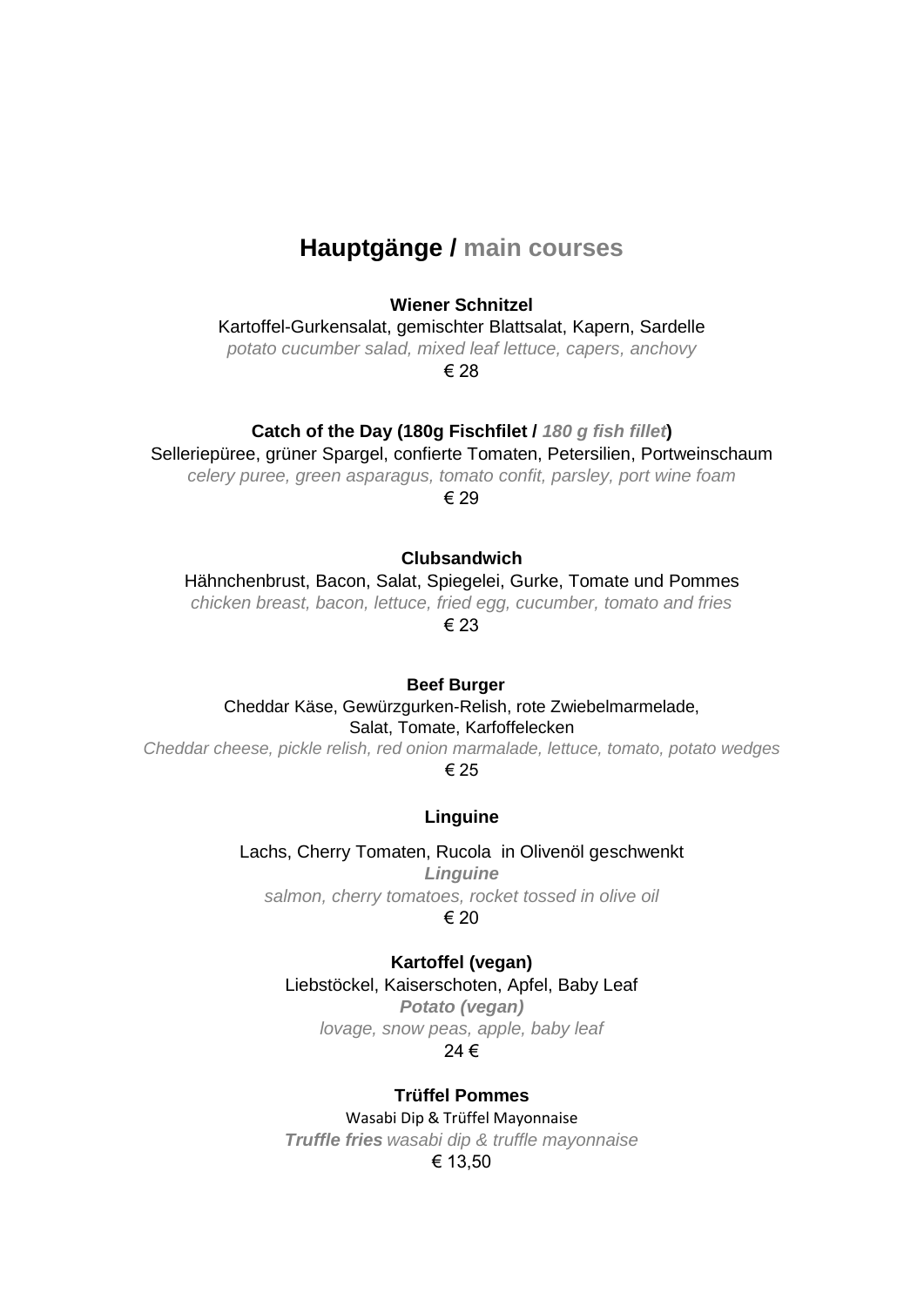## Hauptgänge / main courses

**Wiener Schnitzel**

Kartoffel-Gurkensalat, gemischter Blattsalat, Kapern, Sardelle

*potato cucumber salad, mixed leaf lettuce, capers, anchovy*

€ 28

**Catch of the Day (180g Fischfilet / *180 g fish fillet*)**

Selleriepüree, grüner Spargel, confierte Tomaten, Petersilien, Portweinschaum

*celery puree, green asparagus, tomato confit, parsley, port wine foam*

€ 29

**Clubsandwich**

Hähnchenbrust, Bacon, Salat, Spiegelei, Gurke, Tomate und Pommes

*chicken breast, bacon, lettuce, fried egg, cucumber, tomato and fries*

€ 23

**Beef Burger**

Cheddar Käse, Gewürzgurken-Relish, rote Zwiebelmarmelade,
Salat, Tomate, Karfoffelecken

*Cheddar cheese, pickle relish, red onion marmalade, lettuce, tomato, potato wedges*

€ 25

**Linguine**

Lachs, Cherry Tomaten, Rucola in Olivenöl geschwenkt

***Linguine***

*salmon, cherry tomatoes, rocket tossed in olive oil*

€ 20

**Kartoffel (vegan)**

Liebstöckel, Kaiserschoten, Apfel, Baby Leaf

***Potato (vegan)***

*lovage, snow peas, apple, baby leaf*

24 €

**Trüffel Pommes**

Wasabi Dip & Trüffel Mayonnaise

***Truffle fries*** *wasabi dip & truffle mayonnaise*

€ 13,50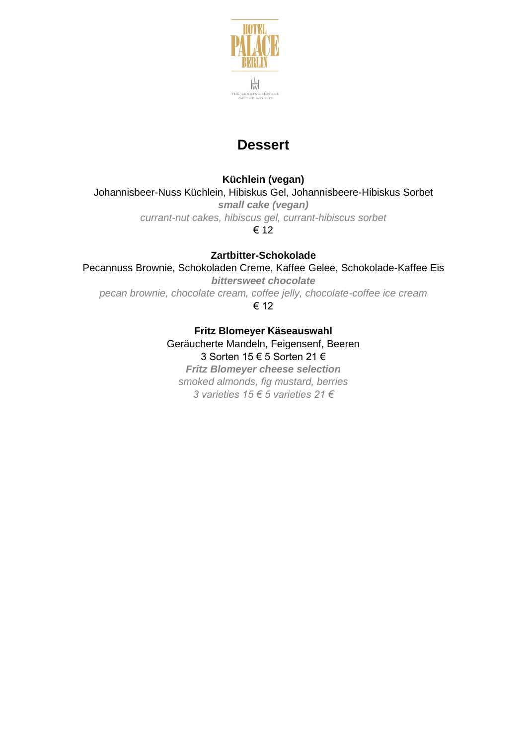HOTEL PALACE BERLIN

THE LEADING HOTELS OF THE WORLD

# Dessert

**Küchlein (vegan)**

Johannisbeer-Nuss Küchlein, Hibiskus Gel, Johannisbeere-Hibiskus Sorbet

***small cake (vegan)***

*currant-nut cakes, hibiscus gel, currant-hibiscus sorbet*

€ 12

**Zartbitter-Schokolade**

Pecannuss Brownie, Schokoladen Creme, Kaffee Gelee, Schokolade-Kaffee Eis

***bittersweet chocolate***

*pecan brownie, chocolate cream, coffee jelly, chocolate-coffee ice cream*

€ 12

**Fritz Blomeyer Käseauswahl**

Geräucherte Mandeln, Feigensenf, Beeren

3 Sorten 15 € 5 Sorten 21 €

***Fritz Blomeyer cheese selection***

*smoked almonds, fig mustard, berries*

*3 varieties 15 € 5 varieties 21 €*